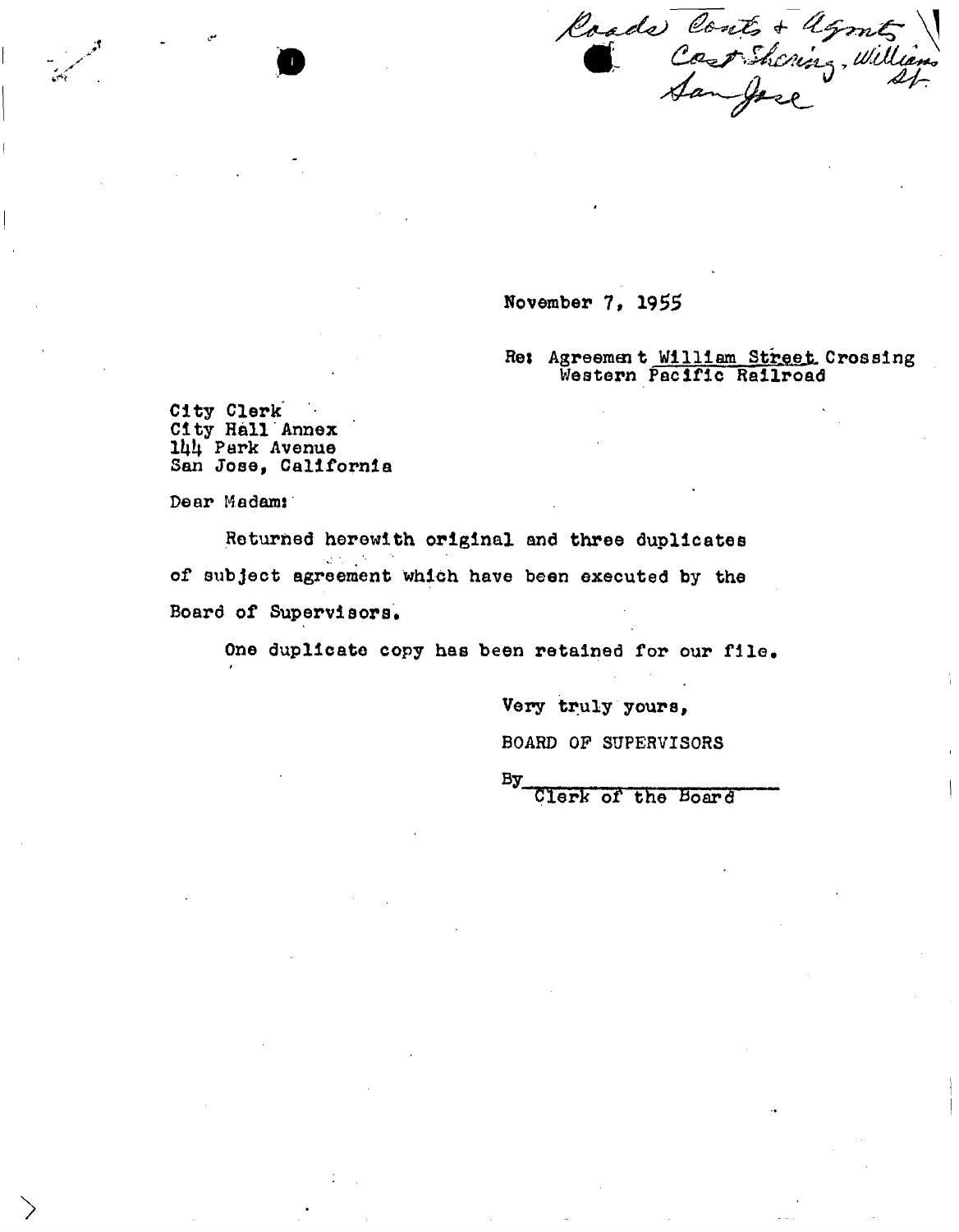Roads Conts + Agmts
Cost Sharing, William St
San Jose

November 7, 1955

Re: Agreement William Street Crossing
Western Pacific Railroad

City Clerk
City Hall Annex
144 Park Avenue
San Jose, California

Dear Madam:

Returned herewith original and three duplicates of subject agreement which have been executed by the Board of Supervisors.

One duplicate copy has been retained for our file.

Very truly yours,

BOARD OF SUPERVISORS

By\_\_\_\_\_\_\_\_\_\_\_\_\_\_\_\_\_\_\_\_
Clerk of the Board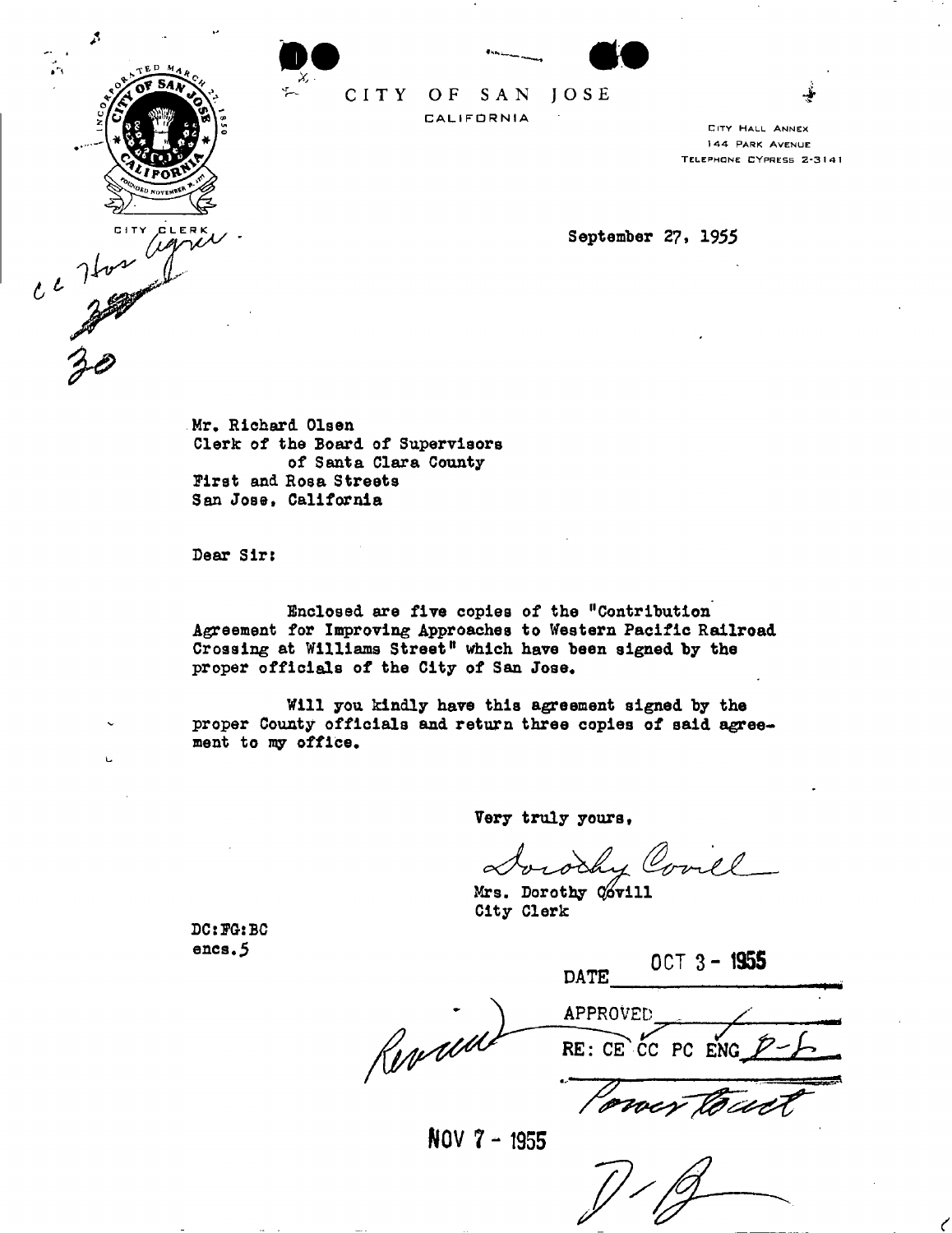CITY OF SAN JOSE
CALIFORNIA

CITY CLERK

CITY HALL ANNEX
144 PARK AVENUE
TELEPHONE CYPRESS 2-3141

September 27, 1955

Mr. Richard Olsen
Clerk of the Board of Supervisors
of Santa Clara County
First and Rosa Streets
San Jose, California

Dear Sir:

Enclosed are five copies of the "Contribution Agreement for Improving Approaches to Western Pacific Railroad Crossing at Williams Street" which have been signed by the proper officials of the City of San Jose.

Will you kindly have this agreement signed by the proper County officials and return three copies of said agreement to my office.

Very truly yours,

Dorothy Covill

Mrs. Dorothy Covill
City Clerk

DC:FG:BC
encs.5

DATE OCT 3 - 1955

APPROVED

RE: CE CC PC ENG

NOV 7 - 1955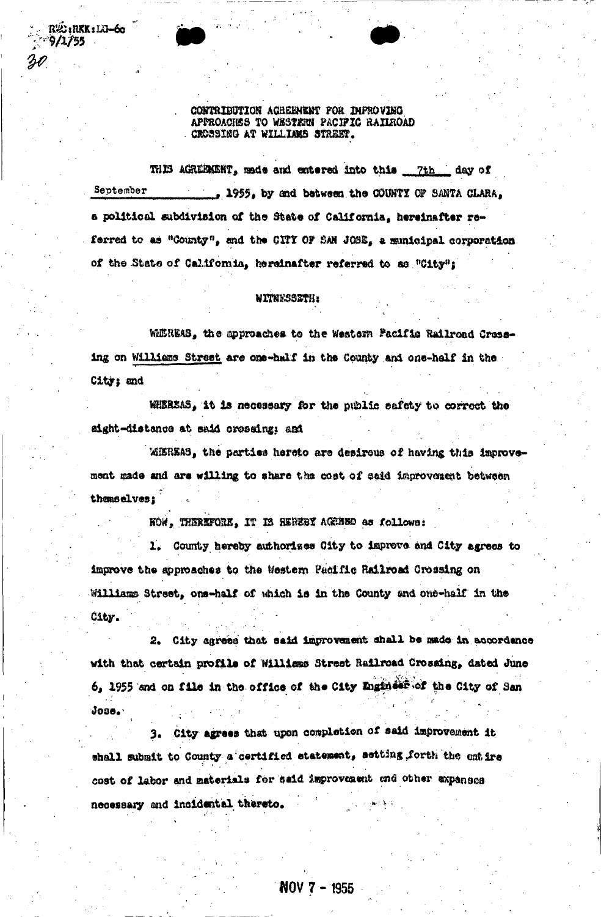RWC:RKK:LG-6c
9/1/55

30

CONTRIBUTION AGREEMENT FOR IMPROVING APPROACHES TO WESTERN PACIFIC RAILROAD CROSSING AT WILLIAMS STREET.

THIS AGREEMENT, made and entered into this 7th day of September, 1955, by and between the COUNTY OF SANTA CLARA, a political subdivision of the State of California, hereinafter referred to as "County", and the CITY OF SAN JOSE, a municipal corporation of the State of California, hereinafter referred to as "City";

WITNESSETH:

WHEREAS, the approaches to the Western Pacific Railroad Crossing on Williams Street are one-half in the County and one-half in the City; and

WHEREAS, it is necessary for the public safety to correct the sight-distance at said crossing; and

WHEREAS, the parties hereto are desirous of having this improvement made and are willing to share the cost of said improvement between themselves;

NOW, THEREFORE, IT IS HEREBY AGREED as follows:

1. County hereby authorizes City to improve and City agrees to improve the approaches to the Western Pacific Railroad Crossing on Williams Street, one-half of which is in the County and one-half in the City.

2. City agrees that said improvement shall be made in accordance with that certain profile of Williams Street Railroad Crossing, dated June 6, 1955 and on file in the office of the City Engineer of the City of San Jose.

3. City agrees that upon completion of said improvement it shall submit to County a certified statement, setting forth the entire cost of labor and materials for said improvement and other expenses necessary and incidental thereto.

NOV 7 - 1955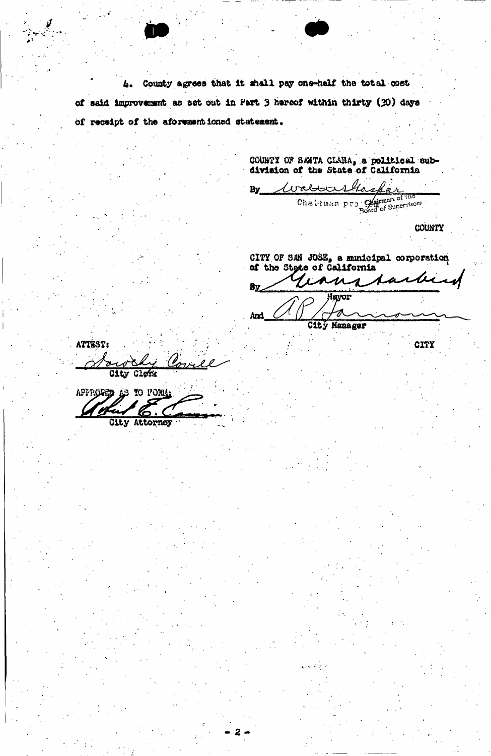4. County agrees that it shall pay one-half the total cost of said improvement as set out in Part 3 hereof within thirty (30) days of receipt of the aforementioned statement.

COUNTY OF SANTA CLARA, a political subdivision of the State of California

By *Walter Gaspar*
Chairman pro tem Chairman of the Board of Supervisors

COUNTY

CITY OF SAN JOSE, a municipal corporation of the State of California

By *[signature]*
Mayor

And *A P Hamann*
City Manager

CITY

ATTEST:

*Dorothy Covell*
City Clerk

APPROVED AS TO FORM:

*Robert E. Cannon*
City Attorney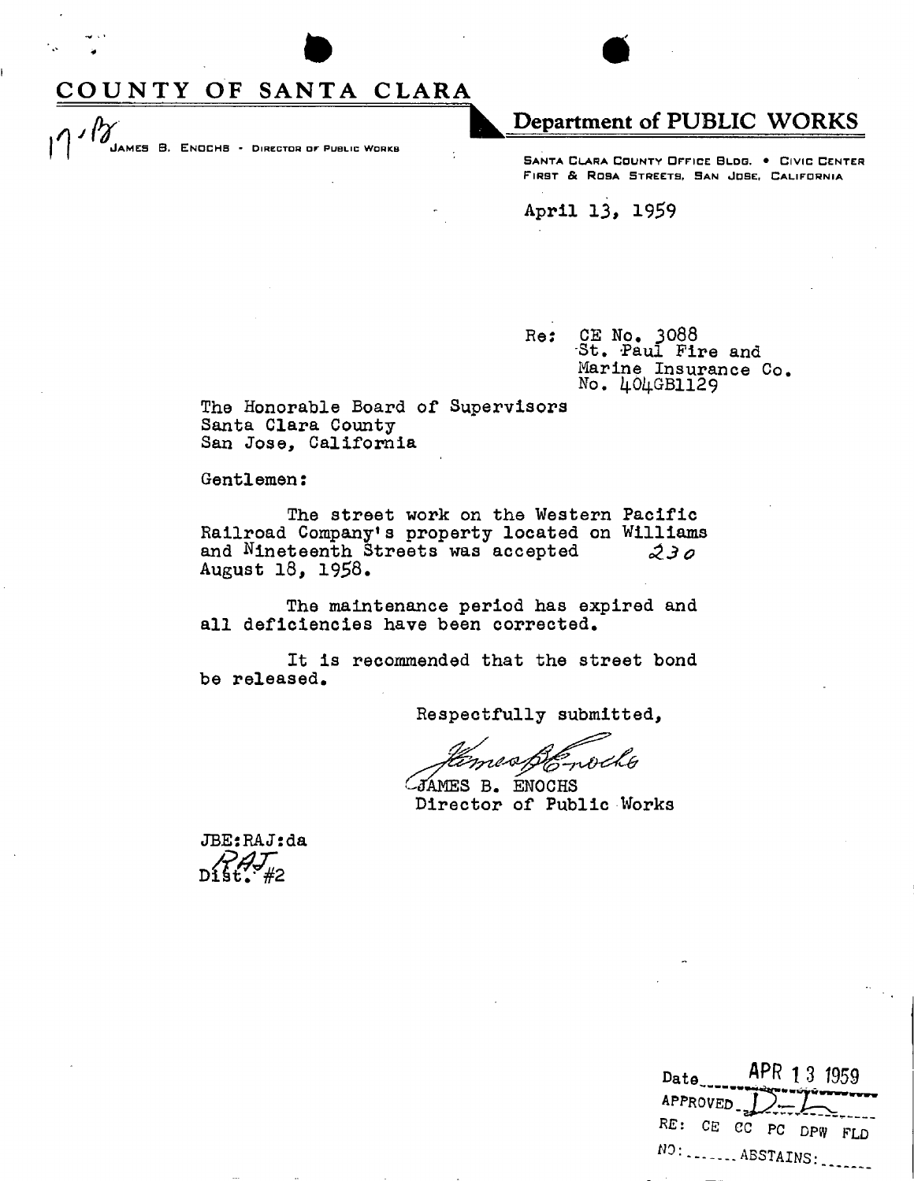# COUNTY OF SANTA CLARA

17/B

JAMES B. ENOCHS - DIRECTOR OF PUBLIC WORKS

## Department of PUBLIC WORKS

SANTA CLARA COUNTY OFFICE BLDG. • CIVIC CENTER
FIRST & ROSA STREETS, SAN JOSE, CALIFORNIA

April 13, 1959

Re: CE No. 3088
St. Paul Fire and
Marine Insurance Co.
No. 404GB1129

The Honorable Board of Supervisors
Santa Clara County
San Jose, California

Gentlemen:

The street work on the Western Pacific Railroad Company's property located on Williams and Nineteenth Streets was accepted 230 August 18, 1958.

The maintenance period has expired and all deficiencies have been corrected.

It is recommended that the street bond be released.

Respectfully submitted,

James B. Enochs

JAMES B. ENOCHS
Director of Public Works

JBE:RAJ:da
RAJ
Dist. #2

Date APR 13 1959
APPROVED D—L
RE: CE CC PC DPW FLD
NO: ....... ABSTAINS: .......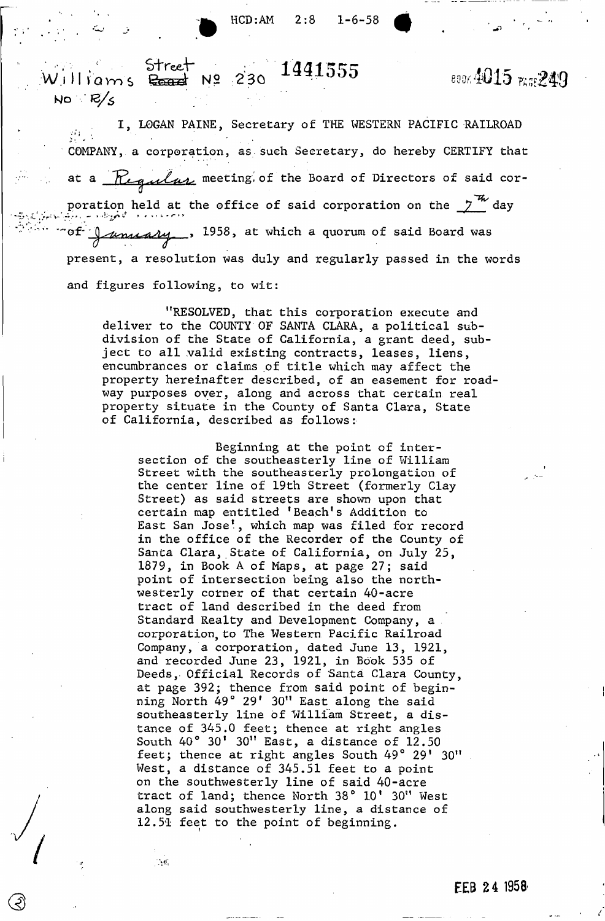HCD:AM 2:8 1-6-58

Williams Street № 230 1441555 BOOK 4015 PAGE 249

NO R/S

I, LOGAN PAINE, Secretary of THE WESTERN PACIFIC RAILROAD COMPANY, a corporation, as such Secretary, do hereby CERTIFY that at a Regular meeting of the Board of Directors of said corporation held at the office of said corporation on the 7th day of January, 1958, at which a quorum of said Board was present, a resolution was duly and regularly passed in the words and figures following, to wit:

> "RESOLVED, that this corporation execute and deliver to the COUNTY OF SANTA CLARA, a political subdivision of the State of California, a grant deed, subject to all valid existing contracts, leases, liens, encumbrances or claims of title which may affect the property hereinafter described, of an easement for roadway purposes over, along and across that certain real property situate in the County of Santa Clara, State of California, described as follows:
>
> > Beginning at the point of intersection of the southeasterly line of William Street with the southeasterly prolongation of the center line of 19th Street (formerly Clay Street) as said streets are shown upon that certain map entitled 'Beach's Addition to East San Jose', which map was filed for record in the office of the Recorder of the County of Santa Clara, State of California, on July 25, 1879, in Book A of Maps, at page 27; said point of intersection being also the northwesterly corner of that certain 40-acre tract of land described in the deed from Standard Realty and Development Company, a corporation, to The Western Pacific Railroad Company, a corporation, dated June 13, 1921, and recorded June 23, 1921, in Book 535 of Deeds, Official Records of Santa Clara County, at page 392; thence from said point of beginning North 49° 29' 30" East along the said southeasterly line of William Street, a distance of 345.0 feet; thence at right angles South 40° 30' 30" East, a distance of 12.50 feet; thence at right angles South 49° 29' 30" West, a distance of 345.51 feet to a point on the southwesterly line of said 40-acre tract of land; thence North 38° 10' 30" West along said southwesterly line, a distance of 12.51 feet to the point of beginning.

FEB 24 1958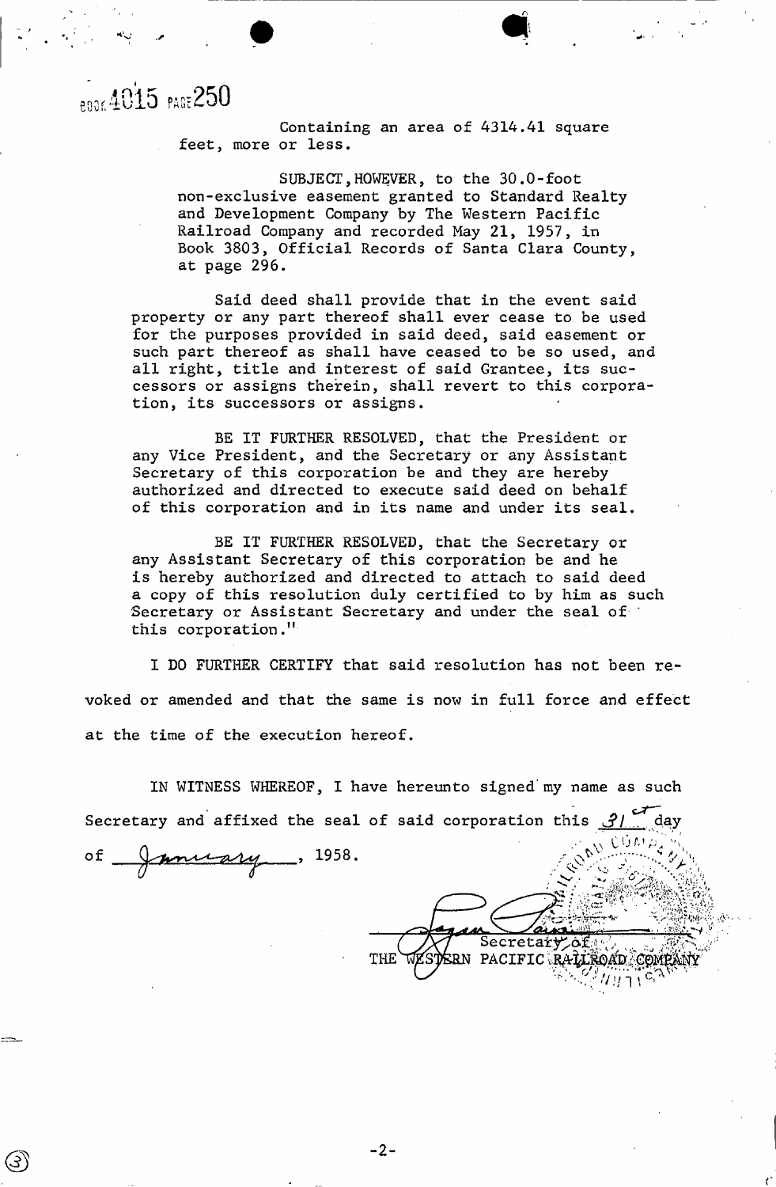BOOK 4015 PAGE 250

Containing an area of 4314.41 square feet, more or less.

SUBJECT, HOWEVER, to the 30.0-foot non-exclusive easement granted to Standard Realty and Development Company by The Western Pacific Railroad Company and recorded May 21, 1957, in Book 3803, Official Records of Santa Clara County, at page 296.

Said deed shall provide that in the event said property or any part thereof shall ever cease to be used for the purposes provided in said deed, said easement or such part thereof as shall have ceased to be so used, and all right, title and interest of said Grantee, its successors or assigns therein, shall revert to this corporation, its successors or assigns.

BE IT FURTHER RESOLVED, that the President or any Vice President, and the Secretary or any Assistant Secretary of this corporation be and they are hereby authorized and directed to execute said deed on behalf of this corporation and in its name and under its seal.

BE IT FURTHER RESOLVED, that the Secretary or any Assistant Secretary of this corporation be and he is hereby authorized and directed to attach to said deed a copy of this resolution duly certified to by him as such Secretary or Assistant Secretary and under the seal of this corporation."

I DO FURTHER CERTIFY that said resolution has not been revoked or amended and that the same is now in full force and effect at the time of the execution hereof.

IN WITNESS WHEREOF, I have hereunto signed my name as such Secretary and affixed the seal of said corporation this 31st day of January, 1958.

Secretary of
THE WESTERN PACIFIC RAILROAD COMPANY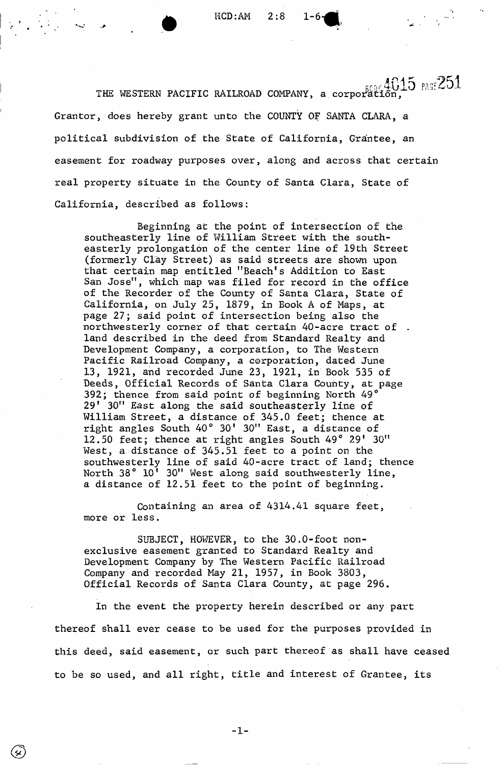HCD:AM 2:8 1-6

BOOK 4015 PAGE 251

THE WESTERN PACIFIC RAILROAD COMPANY, a corporation, Grantor, does hereby grant unto the COUNTY OF SANTA CLARA, a political subdivision of the State of California, Grantee, an easement for roadway purposes over, along and across that certain real property situate in the County of Santa Clara, State of California, described as follows:

> Beginning at the point of intersection of the southeasterly line of William Street with the southeasterly prolongation of the center line of 19th Street (formerly Clay Street) as said streets are shown upon that certain map entitled "Beach's Addition to East San Jose", which map was filed for record in the office of the Recorder of the County of Santa Clara, State of California, on July 25, 1879, in Book A of Maps, at page 27; said point of intersection being also the northwesterly corner of that certain 40-acre tract of land described in the deed from Standard Realty and Development Company, a corporation, to The Western Pacific Railroad Company, a corporation, dated June 13, 1921, and recorded June 23, 1921, in Book 535 of Deeds, Official Records of Santa Clara County, at page 392; thence from said point of beginning North 49° 29' 30" East along the said southeasterly line of William Street, a distance of 345.0 feet; thence at right angles South 40° 30' 30" East, a distance of 12.50 feet; thence at right angles South 49° 29' 30" West, a distance of 345.51 feet to a point on the southwesterly line of said 40-acre tract of land; thence North 38° 10' 30" West along said southwesterly line, a distance of 12.51 feet to the point of beginning.
>
> Containing an area of 4314.41 square feet, more or less.
>
> SUBJECT, HOWEVER, to the 30.0-foot non-exclusive easement granted to Standard Realty and Development Company by The Western Pacific Railroad Company and recorded May 21, 1957, in Book 3803, Official Records of Santa Clara County, at page 296.

In the event the property herein described or any part thereof shall ever cease to be used for the purposes provided in this deed, said easement, or such part thereof as shall have ceased to be so used, and all right, title and interest of Grantee, its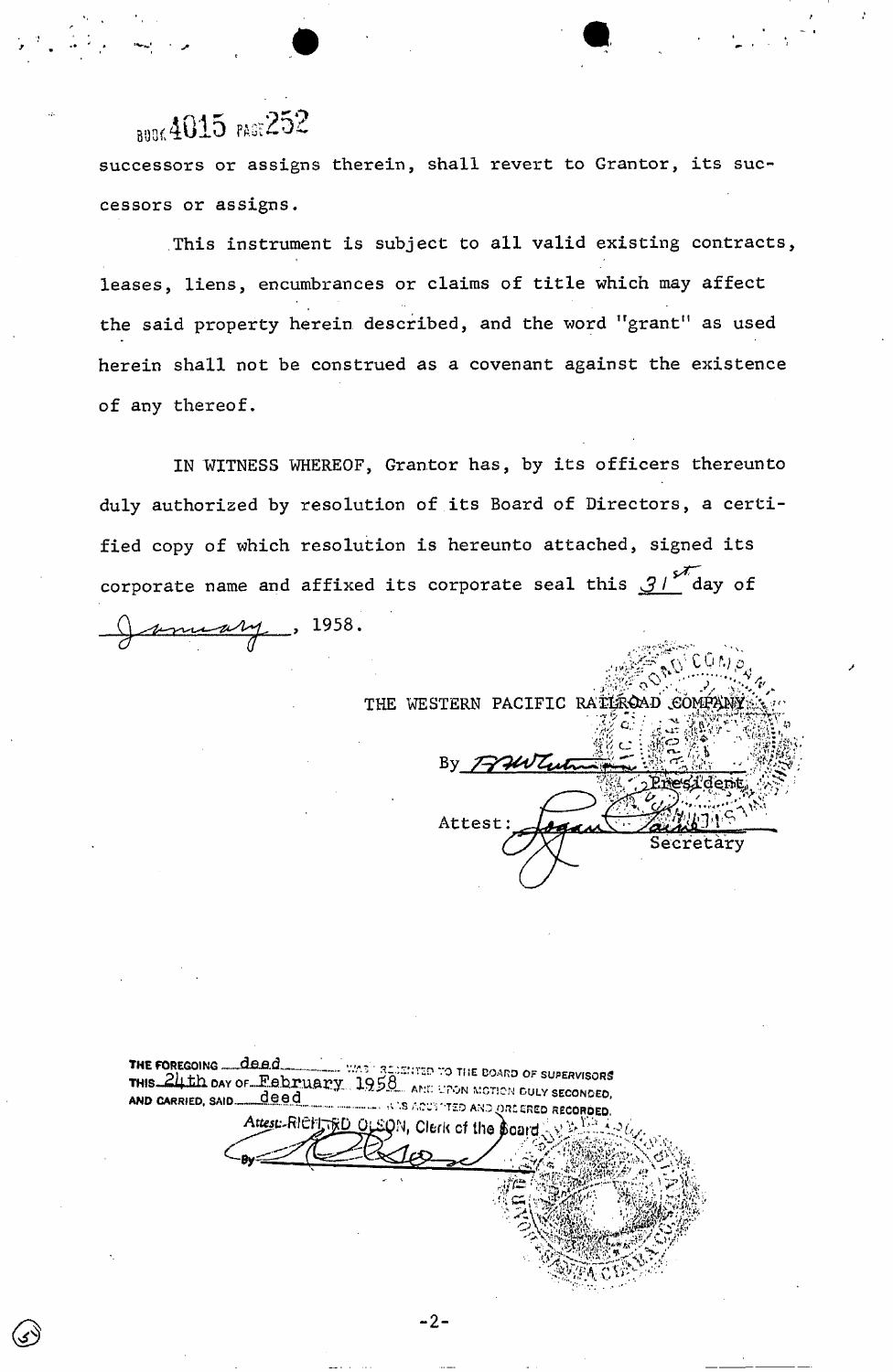BOOK 4015 PAGE 252

successors or assigns therein, shall revert to Grantor, its successors or assigns.

This instrument is subject to all valid existing contracts, leases, liens, encumbrances or claims of title which may affect the said property herein described, and the word "grant" as used herein shall not be construed as a covenant against the existence of any thereof.

IN WITNESS WHEREOF, Grantor has, by its officers thereunto duly authorized by resolution of its Board of Directors, a certified copy of which resolution is hereunto attached, signed its corporate name and affixed its corporate seal this 31st day of January, 1958.

THE WESTERN PACIFIC RAILROAD COMPANY

By _______________
President

Attest: _______________
Secretary

THE FOREGOING deed WAS PRESENTED TO THE BOARD OF SUPERVISORS THIS 24th DAY OF February 1958 AND UPON MOTION DULY SECONDED, AND CARRIED, SAID deed WAS ACCEPTED AND ORDERED RECORDED.

Attest: RICHARD OLSON, Clerk of the Board

By _______________

-2-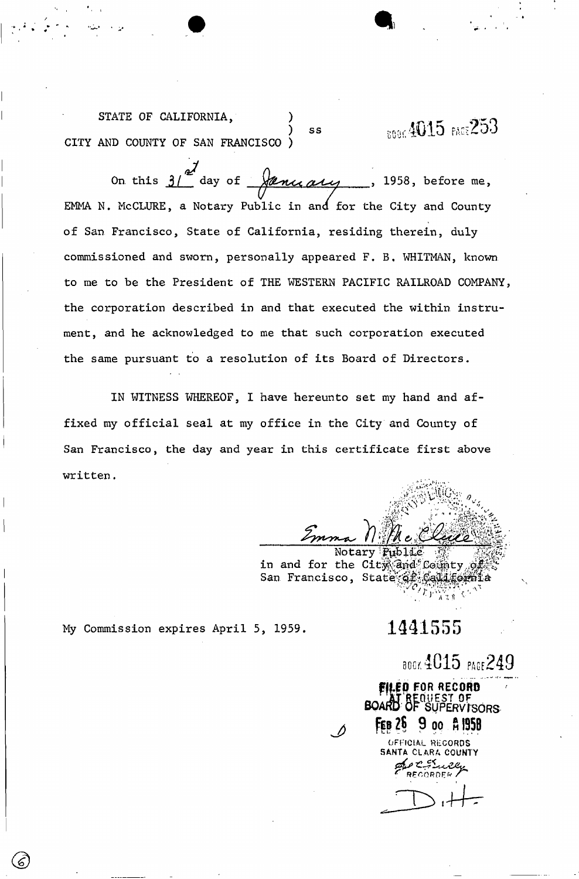STATE OF CALIFORNIA, )
) ss
CITY AND COUNTY OF SAN FRANCISCO )

BOOK 4015 PAGE 253

On this 31st day of January, 1958, before me, EMMA N. McCLURE, a Notary Public in and for the City and County of San Francisco, State of California, residing therein, duly commissioned and sworn, personally appeared F. B. WHITMAN, known to me to be the President of THE WESTERN PACIFIC RAILROAD COMPANY, the corporation described in and that executed the within instrument, and he acknowledged to me that such corporation executed the same pursuant to a resolution of its Board of Directors.

IN WITNESS WHEREOF, I have hereunto set my hand and affixed my official seal at my office in the City and County of San Francisco, the day and year in this certificate first above written.

Emma N. McClure
Notary Public
in and for the City and County of
San Francisco, State of California

My Commission expires April 5, 1959.

1441555

BOOK 4015 PAGE 249

FILED FOR RECORD
AT REQUEST OF
BOARD OF SUPERVISORS
FEB 26 9 00 AM 1958
OFFICIAL RECORDS
SANTA CLARA COUNTY
RECORDER

D.H.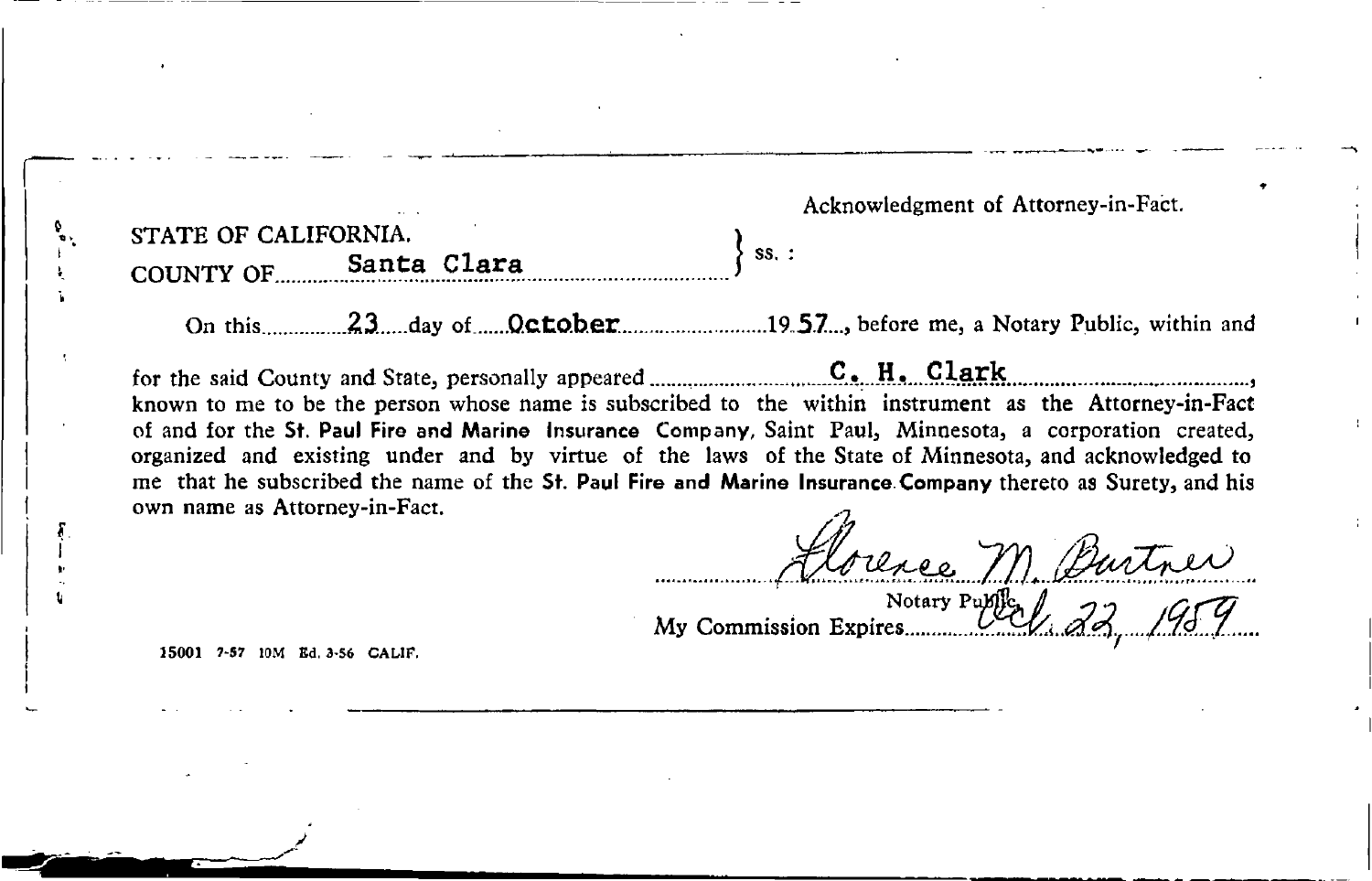Acknowledgment of Attorney-in-Fact.

STATE OF CALIFORNIA.
COUNTY OF Santa Clara } ss. :

On this 23 day of October 1957, before me, a Notary Public, within and for the said County and State, personally appeared C. H. Clark, known to me to be the person whose name is subscribed to the within instrument as the Attorney-in-Fact of and for the **St. Paul Fire and Marine Insurance** Company, Saint Paul, Minnesota, a corporation created, organized and existing under and by virtue of the laws of the State of Minnesota, and acknowledged to me that he subscribed the name of the **St. Paul Fire and Marine Insurance Company** thereto as Surety, and his own name as Attorney-in-Fact.

Florence M. Burtner
Notary Public.

My Commission Expires Oct. 22, 1959

15001 7-57 10M Ed. 3-56 CALIF.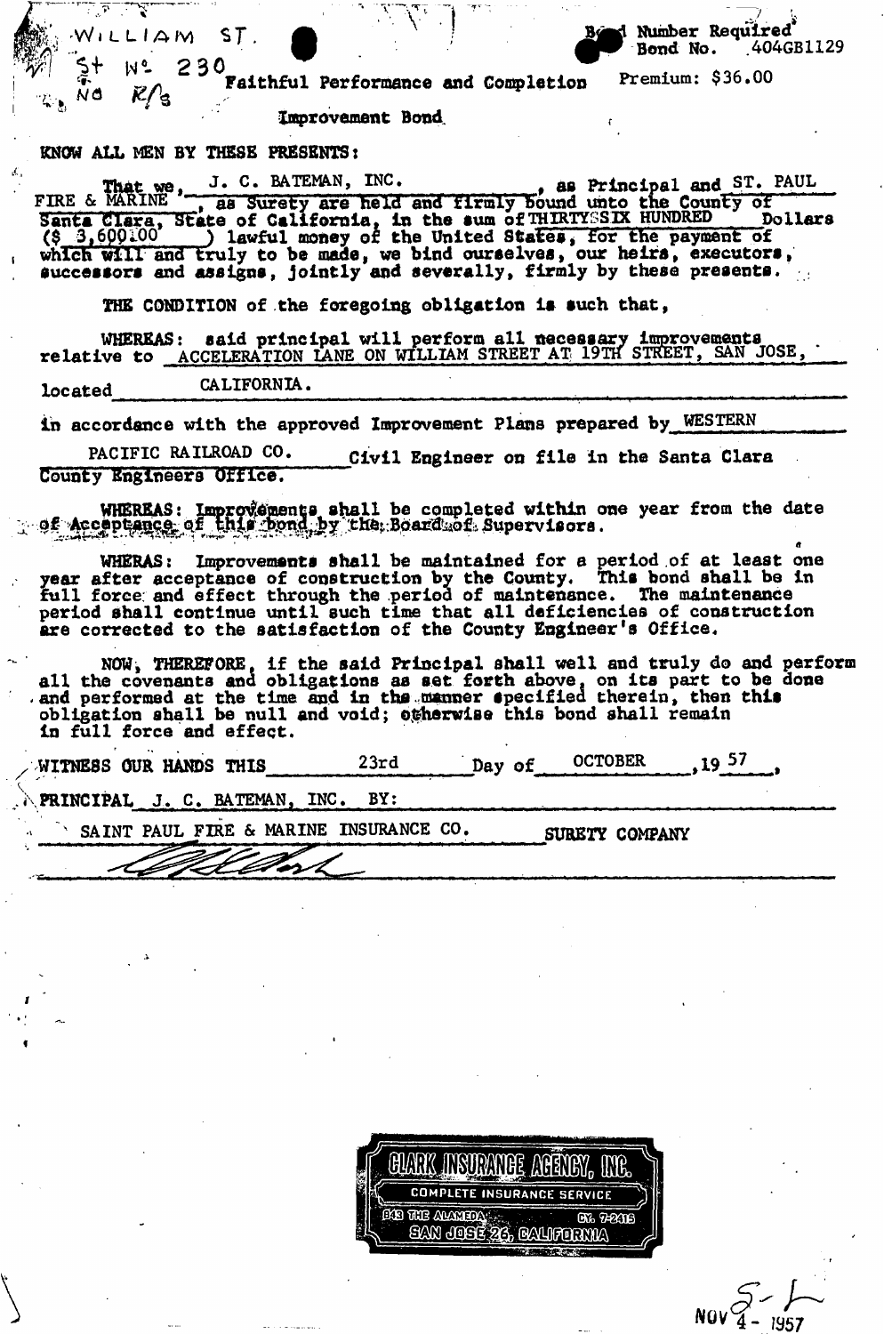WILLIAM ST.
St No 230
NO R/s

Bond Number Required
Bond No. 404GB1129

Premium: $36.00

# Faithful Performance and Completion Improvement Bond

KNOW ALL MEN BY THESE PRESENTS:

That we, J. C. BATEMAN, INC., as Principal and ST. PAUL FIRE & MARINE, as Surety are held and firmly bound unto the County of Santa Clara, State of California, in the sum of THIRTY-SIX HUNDRED Dollars ($ 3,600.00) lawful money of the United States, for the payment of which will and truly to be made, we bind ourselves, our heirs, executors, successors and assigns, jointly and severally, firmly by these presents.

THE CONDITION of the foregoing obligation is such that,

WHEREAS: said principal will perform all necessary improvements relative to ACCELERATION LANE ON WILLIAM STREET AT 19TH STREET, SAN JOSE, located CALIFORNIA.

in accordance with the approved Improvement Plans prepared by WESTERN PACIFIC RAILROAD CO. Civil Engineer on file in the Santa Clara County Engineers Office.

WHEREAS: Improvements shall be completed within one year from the date of Acceptance of this bond by the Board of Supervisors.

WHERAS: Improvements shall be maintained for a period of at least one year after acceptance of construction by the County. This bond shall be in full force and effect through the period of maintenance. The maintenance period shall continue until such time that all deficiencies of construction are corrected to the satisfaction of the County Engineer's Office.

NOW, THEREFORE, if the said Principal shall well and truly do and perform all the covenants and obligations as set forth above, on its part to be done and performed at the time and in the manner specified therein, then this obligation shall be null and void; otherwise this bond shall remain in full force and effect.

WITNESS OUR HANDS THIS 23rd Day of OCTOBER, 19 57,

PRINCIPAL J. C. BATEMAN, INC. BY:

SAINT PAUL FIRE & MARINE INSURANCE CO. SURETY COMPANY

CLARK INSURANCE AGENCY, INC.
COMPLETE INSURANCE SERVICE
843 THE ALAMEDA CY. 7-2418
SAN JOSE 26, CALIFORNIA

NOV 4 - 1957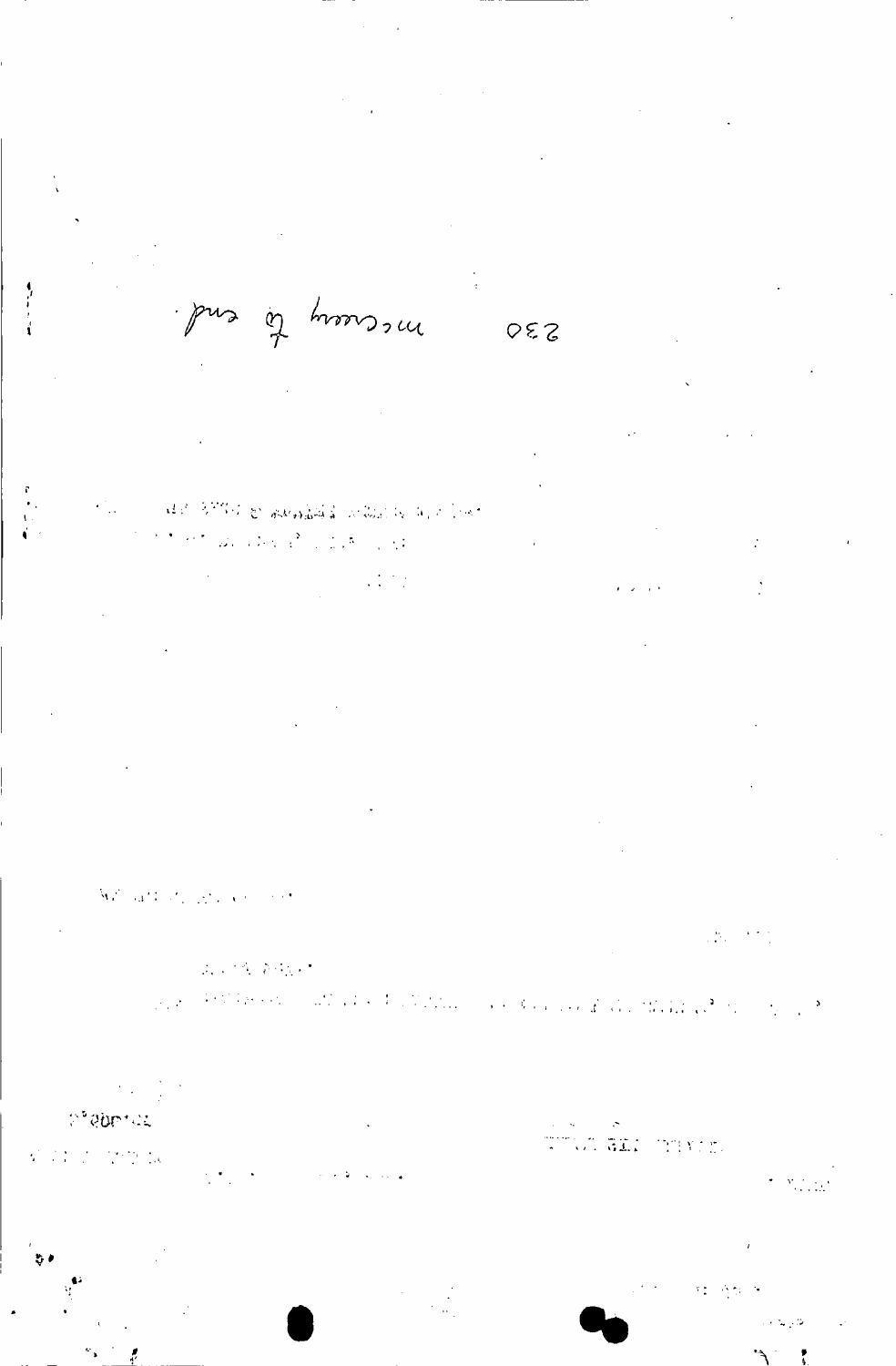230 mccrory to end.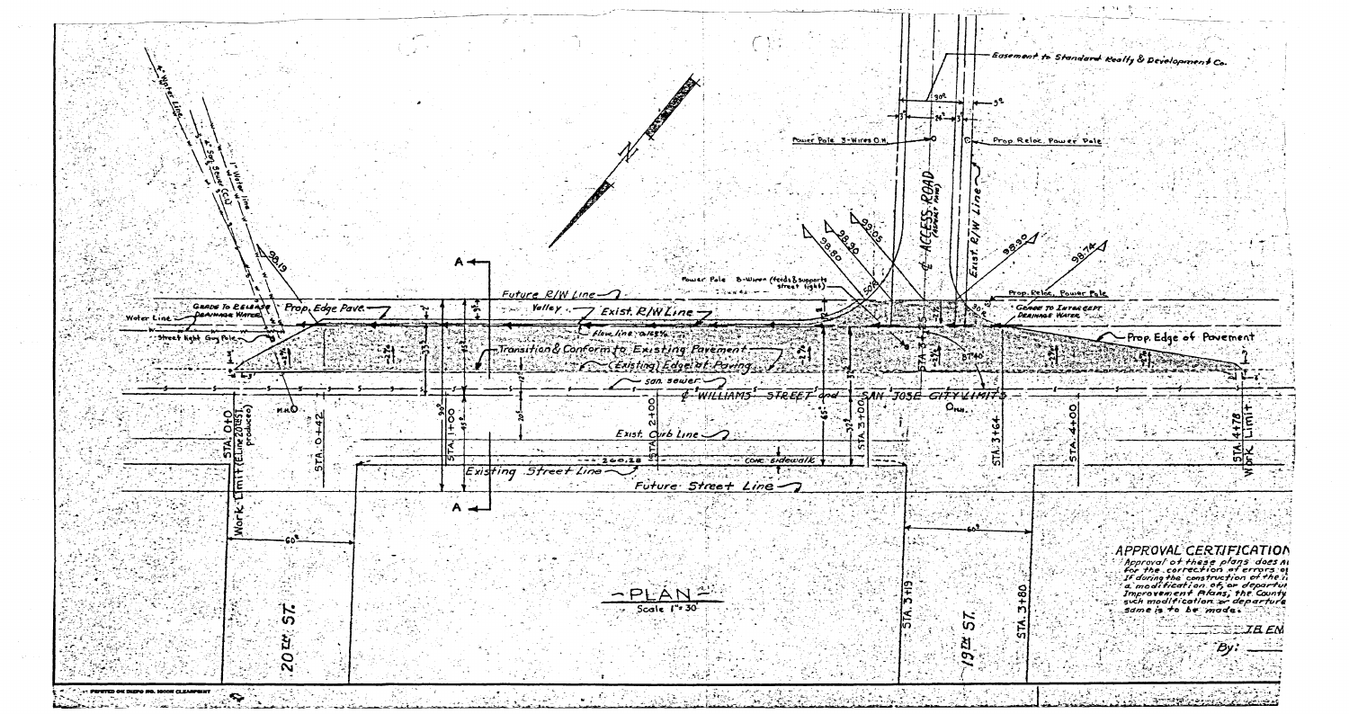Easement to Standard Realty & Development Co.

Power Pole 3-Wires O.H.

Prop. Reloc. Power Pole

℄ ACCESS ROAD

Exist. R/W Line

Power Pole 8-Wires (feeds & supports street light)

Prop. Reloc. Power Pole

GRADE TO INTERCEPT DRAINAGE WATER

Prop. Edge of Pavement

Water Line

Sewer Line

Water Line

GRADE TO RELEASE DRAINAGE WATER

Prop. Edge Pave.

Street light Guy Pole

Future R/W Line

Valley

Exist. R/W Line

Flow line

Transition & Conform to Existing Pavement

(Existing) Edge of Paving

San. sewer

℄ WILLIAMS STREET and SAN JOSE CITY LIMITS

M.H.

Exist. Curb Line

Conc. sidewalk

Existing Street Line

Future Street Line

STA. 0+00 Work Limit (℄ Line 20th St. produced)

STA. 0+42

STA. 1+00

STA. 2+00

STA. 3+00

STA. 3+64

STA. 4+00

STA. 4+78 Work Limit

STA. 3+19

STA. 3+80

20th ST.

19th ST.

A

A

# PLAN

Scale 1" = 30'

APPROVAL CERTIFICATION

Approval of these plans does n... for the correction of errors o... If during the construction of the ... a modification of, or departu... Improvement Plans, the County ... such modification or departure ... same is to be made.

... IB EN...

By: ...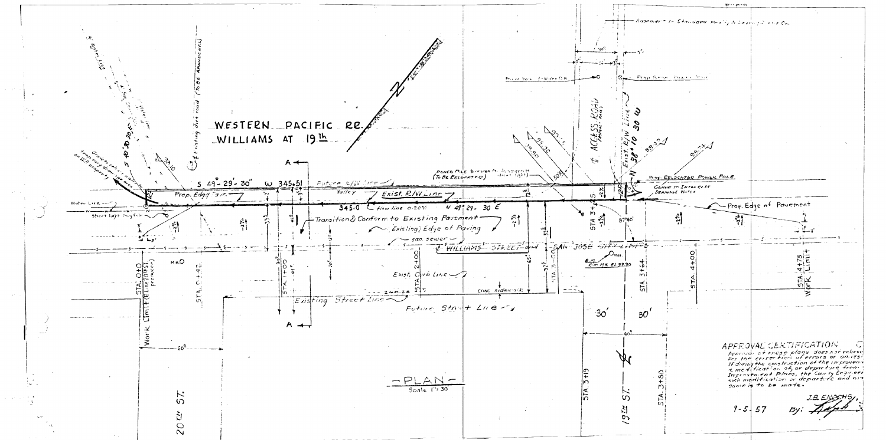# WESTERN PACIFIC RR.
## WILLIAMS AT 19th

S 49° 29' 30" W 345.51

Future R/W Line

Valley

Exist. R/W Line

345.0 Flow line 0.20%

N 49° 29' 30 E

Prop. Edge of Pav.

Transition & Conform to Existing Pavement

(Existing) Edge of Paving

san. sewer

℄ WILLIAMS STREET and SAN JOSE CITY LIMIT

Exist. Curb Line

Existing Street Line

Future Street Line

260.28

CONC. sidewalk

Water Line

Street light (to) Pole

M.H.O

℄ Existing dirt road (TO BE ABANDONED)

S 40° 30' 00" E

Gravity relief ... on W.P. property

STA. 0+0 Work Limit (E. Line 20th ST. produced)

STA. 0+42

STA. 1+00

STA. 2+00

STA. 3+00

STA. 3+25

STA. 3+64

STA. 4+00

STA. 4+78 Work Limit

STA. 3+19

STA. 3+80

20th ST.

19th ST.

60'

30'

30'

POWER POLE 8-Wires (... ) (TO BE RELOCATED)

Prop. RELOCATED POWER POLE

GRADE TO INTERCEPT DRAINAGE WATER

Prop. Edge of Pavement

℄ ACCESS ROAD (ASPHALT PAVED)

Exist. R/W Line N 38° 10' 30 W

Easement to Stanford Paving & Drainage ... Co.

Power Pole 2 Wires O.H.

Prop. Reloc. Power Pole

B.M. Rim M.H. El. 92.30

87° 40'

A

A

-2%

-2%

-2%

-2%

-2%

-2%

-2%

-2%

## -PLAN-

Scale 1" = 30'

APPROVAL CERTIFICATION

Approval of these plans does not relieve ... for the correction of errors or omissions. If during the construction of the improvement a modification of, or departure from the Improvement Plans, the County Engineer ... such modification or departure and ... same is to be made.

J.B. ENOCHS

9-5-57 By: [signature]